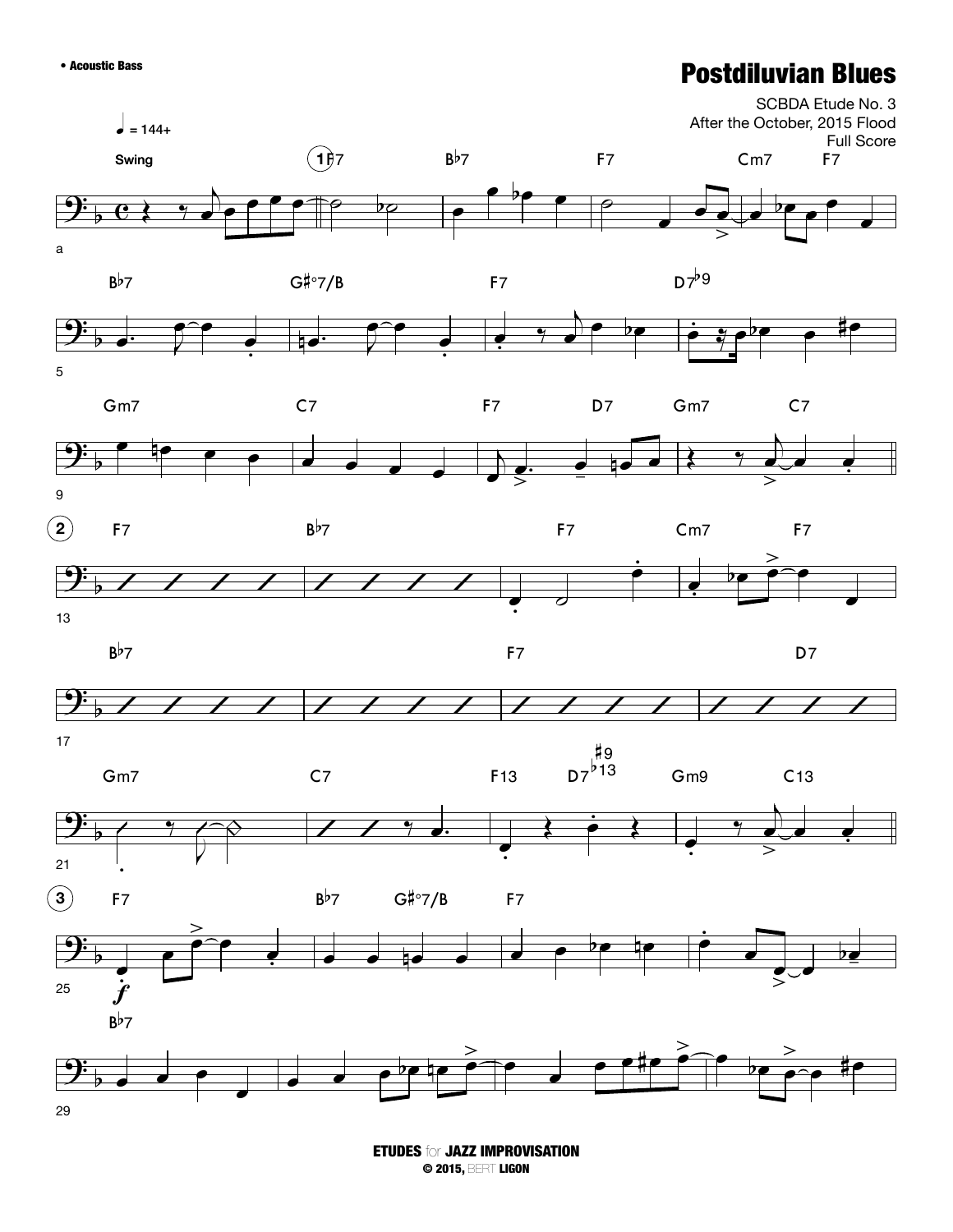• Acoustic Bass

# Postdiluvian Blues

SCBDA Etude No. 3
After the October, 2015 Flood
Full Score

♩ = 144+

Swing

ETUDES for JAZZ IMPROVISATION
© 2015, BERT LIGON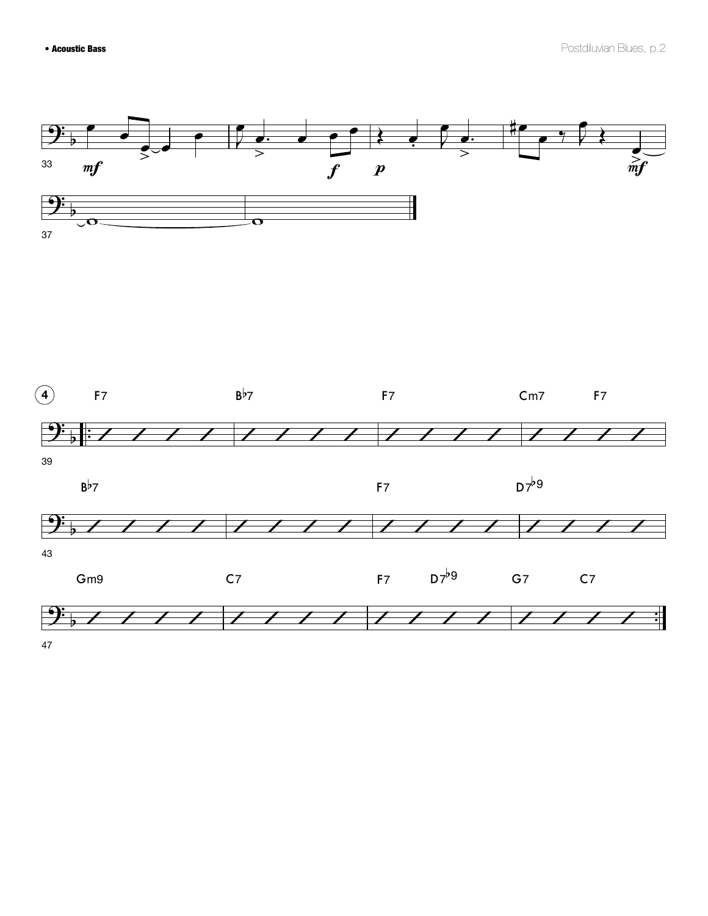4

F7 B♭7 F7 Cm7 F7

B♭7 F7 D7♭9

Gm9 C7 F7 D7♭9 G7 C7